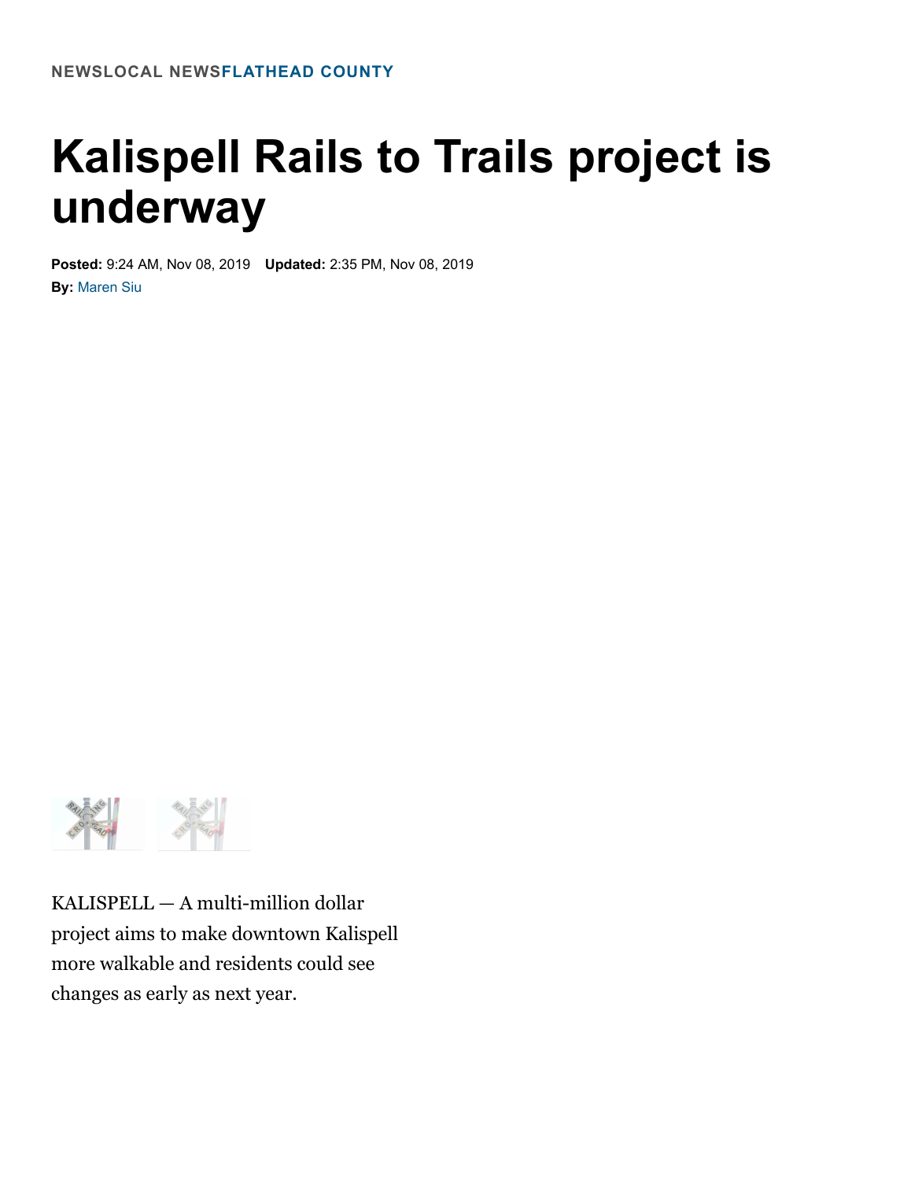NEWSLOCAL NEWSFLATHEAD COUNTY

# Kalispell Rails to Trails project is underway

**Posted:** 9:24 AM, Nov 08, 2019 **Updated:** 2:35 PM, Nov 08, 2019

**By:** Maren Siu

KALISPELL — A multi-million dollar project aims to make downtown Kalispell more walkable and residents could see changes as early as next year.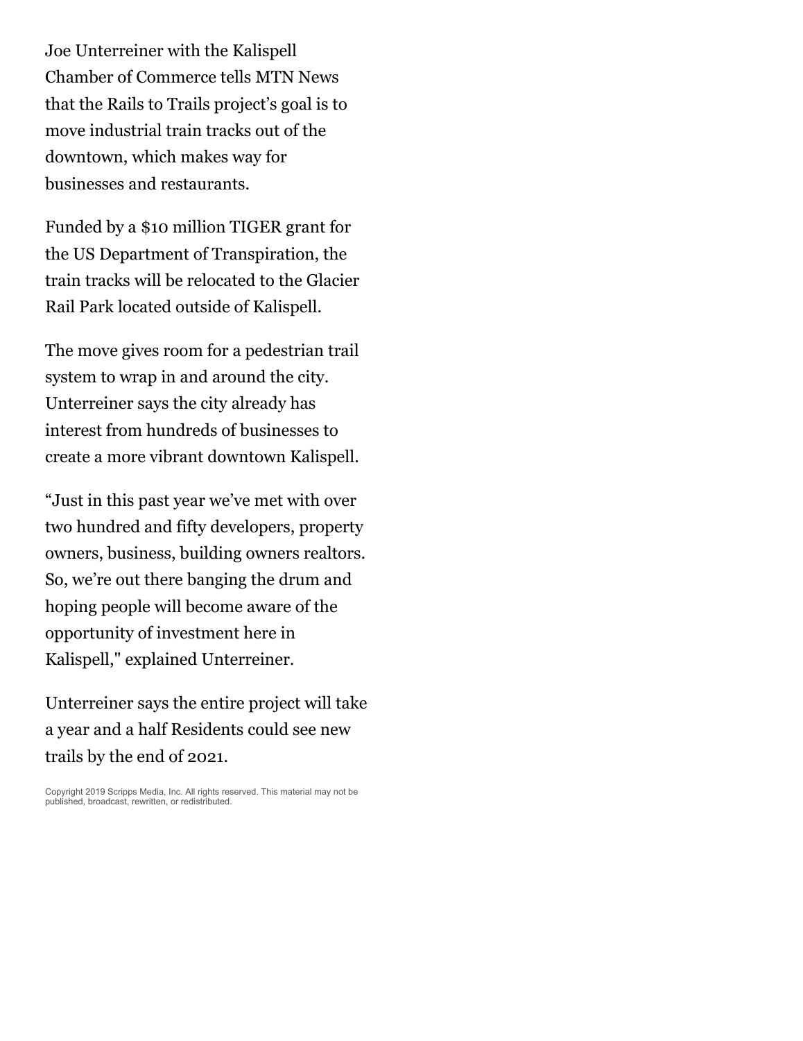Joe Unterreiner with the Kalispell Chamber of Commerce tells MTN News that the Rails to Trails project's goal is to move industrial train tracks out of the downtown, which makes way for businesses and restaurants.

Funded by a $10 million TIGER grant for the US Department of Transpiration, the train tracks will be relocated to the Glacier Rail Park located outside of Kalispell.

The move gives room for a pedestrian trail system to wrap in and around the city. Unterreiner says the city already has interest from hundreds of businesses to create a more vibrant downtown Kalispell.

"Just in this past year we've met with over two hundred and fifty developers, property owners, business, building owners realtors. So, we're out there banging the drum and hoping people will become aware of the opportunity of investment here in Kalispell," explained Unterreiner.

Unterreiner says the entire project will take a year and a half Residents could see new trails by the end of 2021.

Copyright 2019 Scripps Media, Inc. All rights reserved. This material may not be published, broadcast, rewritten, or redistributed.